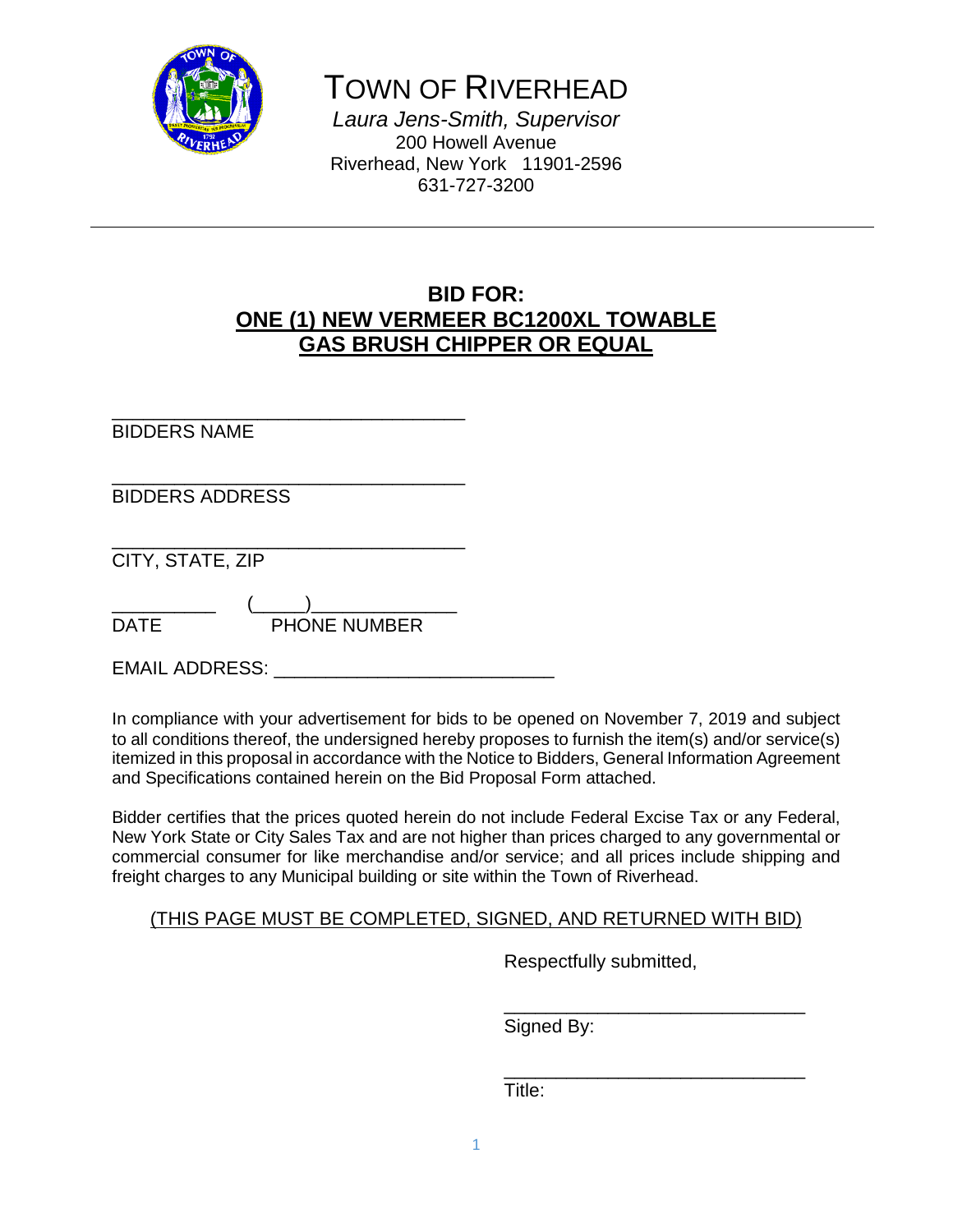# TOWN OF RIVERHEAD

*Laura Jens-Smith, Supervisor*
200 Howell Avenue
Riverhead, New York 11901-2596
631-727-3200

---

## BID FOR:
## ONE (1) NEW VERMEER BC1200XL TOWABLE GAS BRUSH CHIPPER OR EQUAL

___________________________________
BIDDERS NAME

___________________________________
BIDDERS ADDRESS

___________________________________
CITY, STATE, ZIP

__________ (_____)______________
DATE PHONE NUMBER

EMAIL ADDRESS: ___________________________

In compliance with your advertisement for bids to be opened on November 7, 2019 and subject to all conditions thereof, the undersigned hereby proposes to furnish the item(s) and/or service(s) itemized in this proposal in accordance with the Notice to Bidders, General Information Agreement and Specifications contained herein on the Bid Proposal Form attached.

Bidder certifies that the prices quoted herein do not include Federal Excise Tax or any Federal, New York State or City Sales Tax and are not higher than prices charged to any governmental or commercial consumer for like merchandise and/or service; and all prices include shipping and freight charges to any Municipal building or site within the Town of Riverhead.

(THIS PAGE MUST BE COMPLETED, SIGNED, AND RETURNED WITH BID)

Respectfully submitted,

______________________________
Signed By:

______________________________
Title: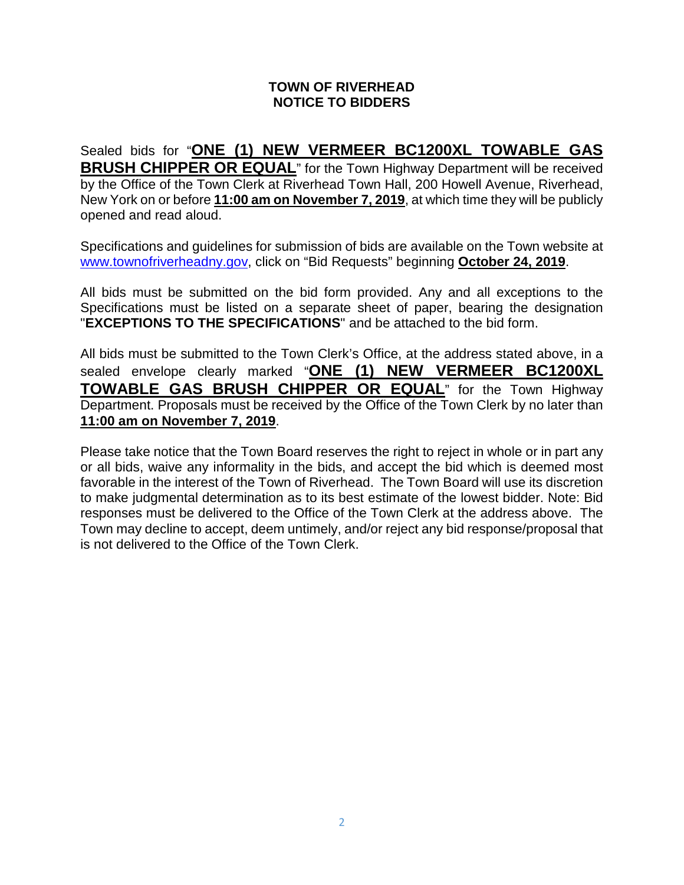# TOWN OF RIVERHEAD
# NOTICE TO BIDDERS

Sealed bids for "**ONE (1) NEW VERMEER BC1200XL TOWABLE GAS BRUSH CHIPPER OR EQUAL**" for the Town Highway Department will be received by the Office of the Town Clerk at Riverhead Town Hall, 200 Howell Avenue, Riverhead, New York on or before **11:00 am on November 7, 2019**, at which time they will be publicly opened and read aloud.

Specifications and guidelines for submission of bids are available on the Town website at www.townofriverheadny.gov, click on "Bid Requests" beginning **October 24, 2019**.

All bids must be submitted on the bid form provided. Any and all exceptions to the Specifications must be listed on a separate sheet of paper, bearing the designation "**EXCEPTIONS TO THE SPECIFICATIONS**" and be attached to the bid form.

All bids must be submitted to the Town Clerk's Office, at the address stated above, in a sealed envelope clearly marked "**ONE (1) NEW VERMEER BC1200XL TOWABLE GAS BRUSH CHIPPER OR EQUAL**" for the Town Highway Department. Proposals must be received by the Office of the Town Clerk by no later than **11:00 am on November 7, 2019**.

Please take notice that the Town Board reserves the right to reject in whole or in part any or all bids, waive any informality in the bids, and accept the bid which is deemed most favorable in the interest of the Town of Riverhead. The Town Board will use its discretion to make judgmental determination as to its best estimate of the lowest bidder. Note: Bid responses must be delivered to the Office of the Town Clerk at the address above. The Town may decline to accept, deem untimely, and/or reject any bid response/proposal that is not delivered to the Office of the Town Clerk.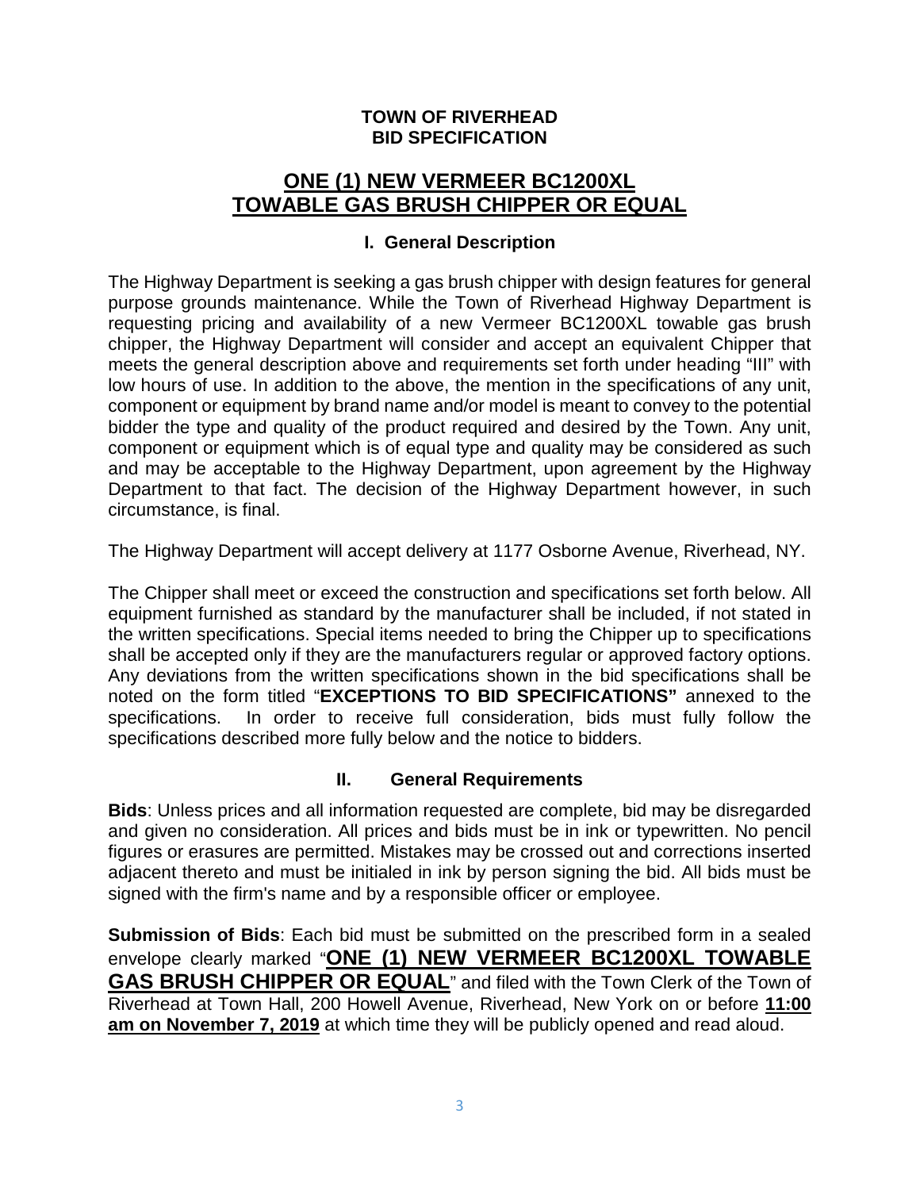**TOWN OF RIVERHEAD**
**BID SPECIFICATION**

# ONE (1) NEW VERMEER BC1200XL TOWABLE GAS BRUSH CHIPPER OR EQUAL

## I. General Description

The Highway Department is seeking a gas brush chipper with design features for general purpose grounds maintenance. While the Town of Riverhead Highway Department is requesting pricing and availability of a new Vermeer BC1200XL towable gas brush chipper, the Highway Department will consider and accept an equivalent Chipper that meets the general description above and requirements set forth under heading "III" with low hours of use. In addition to the above, the mention in the specifications of any unit, component or equipment by brand name and/or model is meant to convey to the potential bidder the type and quality of the product required and desired by the Town. Any unit, component or equipment which is of equal type and quality may be considered as such and may be acceptable to the Highway Department, upon agreement by the Highway Department to that fact. The decision of the Highway Department however, in such circumstance, is final.

The Highway Department will accept delivery at 1177 Osborne Avenue, Riverhead, NY.

The Chipper shall meet or exceed the construction and specifications set forth below. All equipment furnished as standard by the manufacturer shall be included, if not stated in the written specifications. Special items needed to bring the Chipper up to specifications shall be accepted only if they are the manufacturers regular or approved factory options. Any deviations from the written specifications shown in the bid specifications shall be noted on the form titled "**EXCEPTIONS TO BID SPECIFICATIONS"** annexed to the specifications. In order to receive full consideration, bids must fully follow the specifications described more fully below and the notice to bidders.

## II. General Requirements

**Bids**: Unless prices and all information requested are complete, bid may be disregarded and given no consideration. All prices and bids must be in ink or typewritten. No pencil figures or erasures are permitted. Mistakes may be crossed out and corrections inserted adjacent thereto and must be initialed in ink by person signing the bid. All bids must be signed with the firm's name and by a responsible officer or employee.

**Submission of Bids**: Each bid must be submitted on the prescribed form in a sealed envelope clearly marked "**ONE (1) NEW VERMEER BC1200XL TOWABLE GAS BRUSH CHIPPER OR EQUAL**" and filed with the Town Clerk of the Town of Riverhead at Town Hall, 200 Howell Avenue, Riverhead, New York on or before **11:00 am on November 7, 2019** at which time they will be publicly opened and read aloud.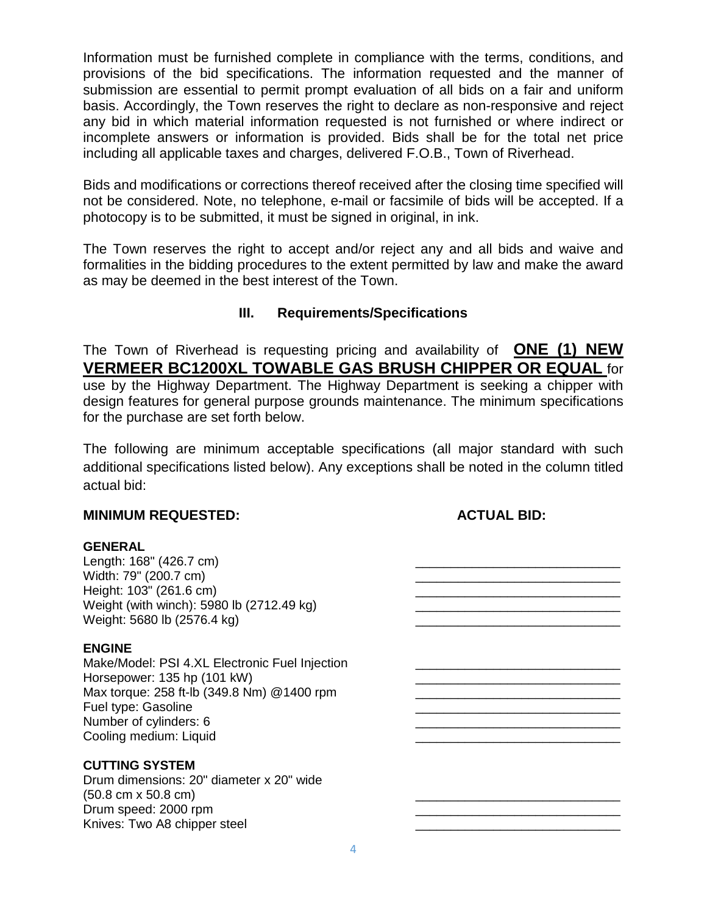Information must be furnished complete in compliance with the terms, conditions, and provisions of the bid specifications. The information requested and the manner of submission are essential to permit prompt evaluation of all bids on a fair and uniform basis. Accordingly, the Town reserves the right to declare as non-responsive and reject any bid in which material information requested is not furnished or where indirect or incomplete answers or information is provided. Bids shall be for the total net price including all applicable taxes and charges, delivered F.O.B., Town of Riverhead.

Bids and modifications or corrections thereof received after the closing time specified will not be considered. Note, no telephone, e-mail or facsimile of bids will be accepted. If a photocopy is to be submitted, it must be signed in original, in ink.

The Town reserves the right to accept and/or reject any and all bids and waive and formalities in the bidding procedures to the extent permitted by law and make the award as may be deemed in the best interest of the Town.

## III. Requirements/Specifications

The Town of Riverhead is requesting pricing and availability of **ONE (1) NEW VERMEER BC1200XL TOWABLE GAS BRUSH CHIPPER OR EQUAL** for use by the Highway Department. The Highway Department is seeking a chipper with design features for general purpose grounds maintenance. The minimum specifications for the purchase are set forth below.

The following are minimum acceptable specifications (all major standard with such additional specifications listed below). Any exceptions shall be noted in the column titled actual bid:

| MINIMUM REQUESTED: | ACTUAL BID: |
|---|---|
| **GENERAL** | |
| Length: 168" (426.7 cm) | ____________________________ |
| Width: 79" (200.7 cm) | ____________________________ |
| Height: 103" (261.6 cm) | ____________________________ |
| Weight (with winch): 5980 lb (2712.49 kg) | ____________________________ |
| Weight: 5680 lb (2576.4 kg) | ____________________________ |
| **ENGINE** | |
| Make/Model: PSI 4.XL Electronic Fuel Injection | ____________________________ |
| Horsepower: 135 hp (101 kW) | ____________________________ |
| Max torque: 258 ft-lb (349.8 Nm) @1400 rpm | ____________________________ |
| Fuel type: Gasoline | ____________________________ |
| Number of cylinders: 6 | ____________________________ |
| Cooling medium: Liquid | ____________________________ |
| **CUTTING SYSTEM** | |
| Drum dimensions: 20" diameter x 20" wide (50.8 cm x 50.8 cm) | ____________________________ |
| Drum speed: 2000 rpm | ____________________________ |
| Knives: Two A8 chipper steel | ____________________________ |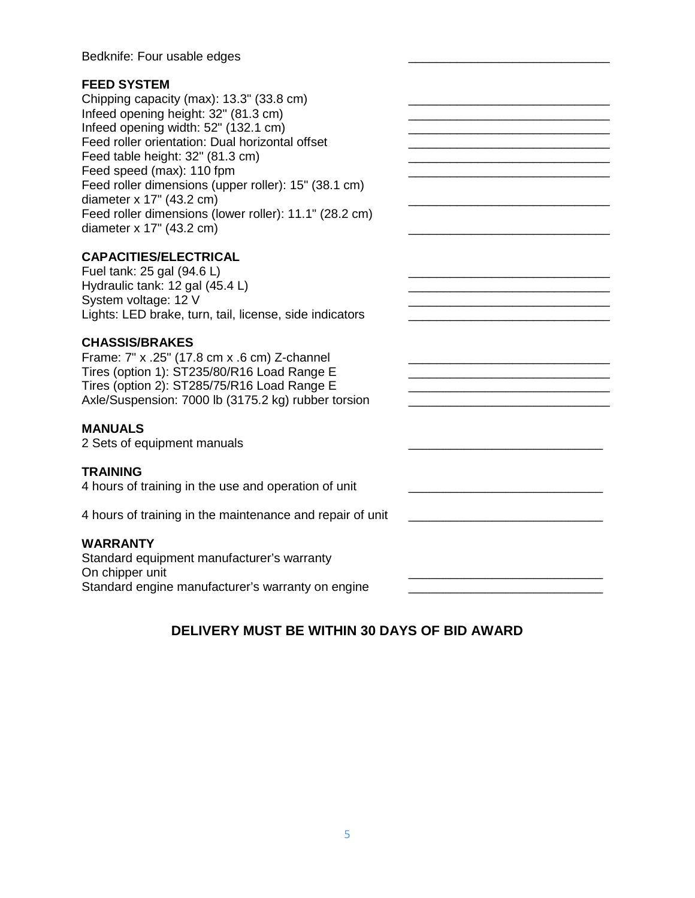Bedknife: Four usable edges ____________________________

**FEED SYSTEM**

Chipping capacity (max): 13.3" (33.8 cm) ____________________________
Infeed opening height: 32" (81.3 cm) ____________________________
Infeed opening width: 52" (132.1 cm) ____________________________
Feed roller orientation: Dual horizontal offset ____________________________
Feed table height: 32" (81.3 cm) ____________________________
Feed speed (max): 110 fpm ____________________________
Feed roller dimensions (upper roller): 15" (38.1 cm) diameter x 17" (43.2 cm) ____________________________
Feed roller dimensions (lower roller): 11.1" (28.2 cm) diameter x 17" (43.2 cm) ____________________________

**CAPACITIES/ELECTRICAL**

Fuel tank: 25 gal (94.6 L) ____________________________
Hydraulic tank: 12 gal (45.4 L) ____________________________
System voltage: 12 V ____________________________
Lights: LED brake, turn, tail, license, side indicators ____________________________

**CHASSIS/BRAKES**

Frame: 7" x .25" (17.8 cm x .6 cm) Z-channel ____________________________
Tires (option 1): ST235/80/R16 Load Range E ____________________________
Tires (option 2): ST285/75/R16 Load Range E ____________________________
Axle/Suspension: 7000 lb (3175.2 kg) rubber torsion ____________________________

**MANUALS**

2 Sets of equipment manuals ____________________________

**TRAINING**

4 hours of training in the use and operation of unit ____________________________

4 hours of training in the maintenance and repair of unit ____________________________

**WARRANTY**

Standard equipment manufacturer's warranty On chipper unit ____________________________
Standard engine manufacturer's warranty on engine ____________________________

**DELIVERY MUST BE WITHIN 30 DAYS OF BID AWARD**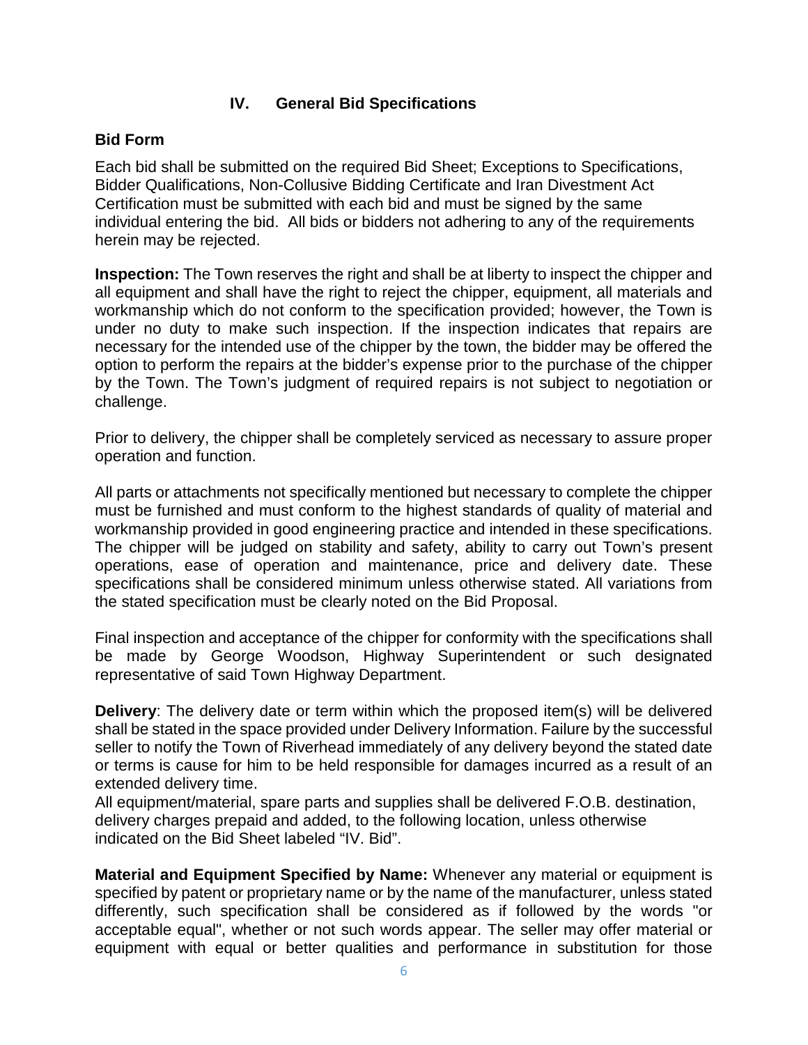## IV. General Bid Specifications

### Bid Form

Each bid shall be submitted on the required Bid Sheet; Exceptions to Specifications, Bidder Qualifications, Non-Collusive Bidding Certificate and Iran Divestment Act Certification must be submitted with each bid and must be signed by the same individual entering the bid. All bids or bidders not adhering to any of the requirements herein may be rejected.

**Inspection:** The Town reserves the right and shall be at liberty to inspect the chipper and all equipment and shall have the right to reject the chipper, equipment, all materials and workmanship which do not conform to the specification provided; however, the Town is under no duty to make such inspection. If the inspection indicates that repairs are necessary for the intended use of the chipper by the town, the bidder may be offered the option to perform the repairs at the bidder's expense prior to the purchase of the chipper by the Town. The Town's judgment of required repairs is not subject to negotiation or challenge.

Prior to delivery, the chipper shall be completely serviced as necessary to assure proper operation and function.

All parts or attachments not specifically mentioned but necessary to complete the chipper must be furnished and must conform to the highest standards of quality of material and workmanship provided in good engineering practice and intended in these specifications. The chipper will be judged on stability and safety, ability to carry out Town's present operations, ease of operation and maintenance, price and delivery date. These specifications shall be considered minimum unless otherwise stated. All variations from the stated specification must be clearly noted on the Bid Proposal.

Final inspection and acceptance of the chipper for conformity with the specifications shall be made by George Woodson, Highway Superintendent or such designated representative of said Town Highway Department.

**Delivery**: The delivery date or term within which the proposed item(s) will be delivered shall be stated in the space provided under Delivery Information. Failure by the successful seller to notify the Town of Riverhead immediately of any delivery beyond the stated date or terms is cause for him to be held responsible for damages incurred as a result of an extended delivery time.
All equipment/material, spare parts and supplies shall be delivered F.O.B. destination, delivery charges prepaid and added, to the following location, unless otherwise indicated on the Bid Sheet labeled "IV. Bid".

**Material and Equipment Specified by Name:** Whenever any material or equipment is specified by patent or proprietary name or by the name of the manufacturer, unless stated differently, such specification shall be considered as if followed by the words "or acceptable equal", whether or not such words appear. The seller may offer material or equipment with equal or better qualities and performance in substitution for those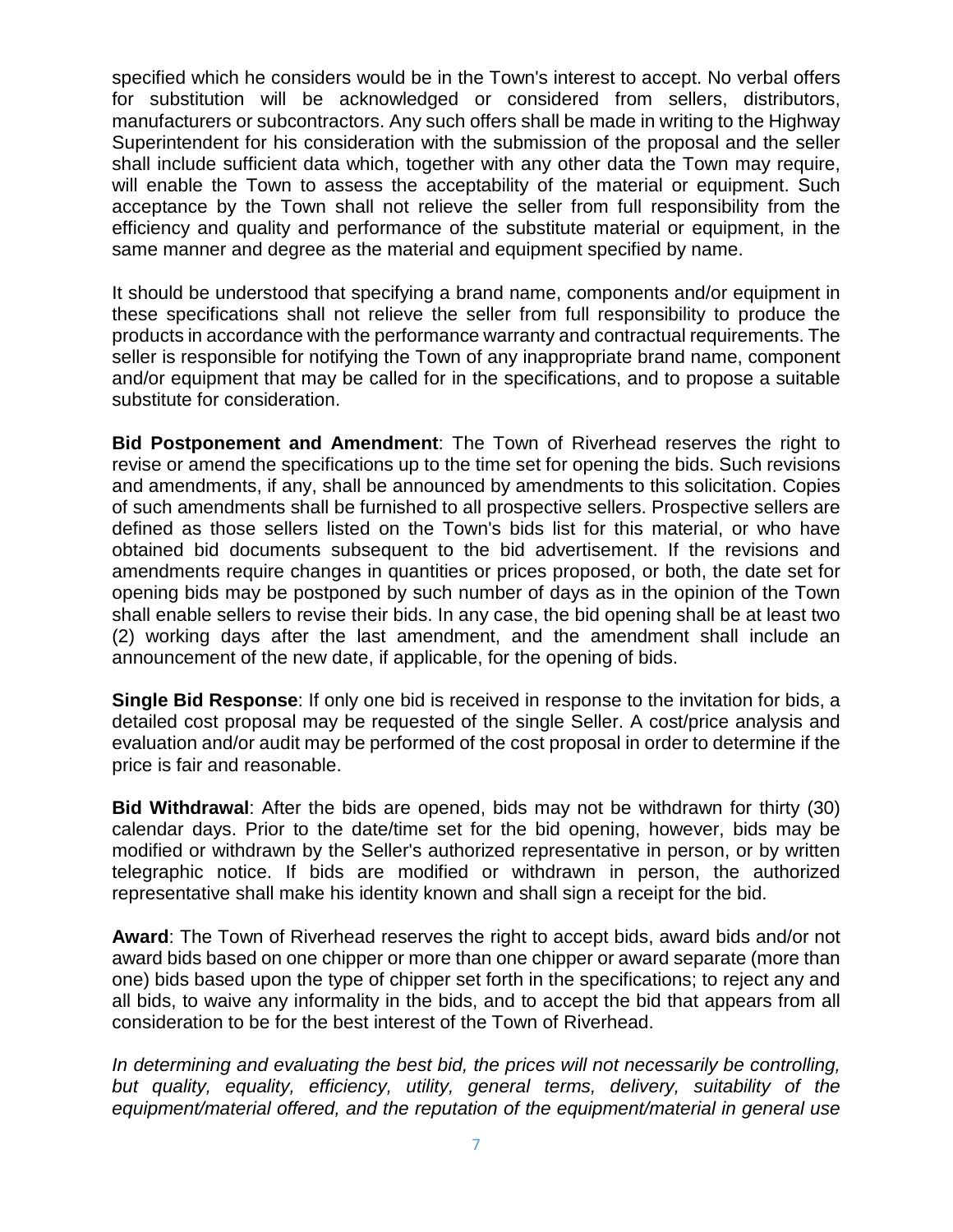specified which he considers would be in the Town's interest to accept. No verbal offers for substitution will be acknowledged or considered from sellers, distributors, manufacturers or subcontractors. Any such offers shall be made in writing to the Highway Superintendent for his consideration with the submission of the proposal and the seller shall include sufficient data which, together with any other data the Town may require, will enable the Town to assess the acceptability of the material or equipment. Such acceptance by the Town shall not relieve the seller from full responsibility from the efficiency and quality and performance of the substitute material or equipment, in the same manner and degree as the material and equipment specified by name.

It should be understood that specifying a brand name, components and/or equipment in these specifications shall not relieve the seller from full responsibility to produce the products in accordance with the performance warranty and contractual requirements. The seller is responsible for notifying the Town of any inappropriate brand name, component and/or equipment that may be called for in the specifications, and to propose a suitable substitute for consideration.

**Bid Postponement and Amendment**: The Town of Riverhead reserves the right to revise or amend the specifications up to the time set for opening the bids. Such revisions and amendments, if any, shall be announced by amendments to this solicitation. Copies of such amendments shall be furnished to all prospective sellers. Prospective sellers are defined as those sellers listed on the Town's bids list for this material, or who have obtained bid documents subsequent to the bid advertisement. If the revisions and amendments require changes in quantities or prices proposed, or both, the date set for opening bids may be postponed by such number of days as in the opinion of the Town shall enable sellers to revise their bids. In any case, the bid opening shall be at least two (2) working days after the last amendment, and the amendment shall include an announcement of the new date, if applicable, for the opening of bids.

**Single Bid Response**: If only one bid is received in response to the invitation for bids, a detailed cost proposal may be requested of the single Seller. A cost/price analysis and evaluation and/or audit may be performed of the cost proposal in order to determine if the price is fair and reasonable.

**Bid Withdrawal**: After the bids are opened, bids may not be withdrawn for thirty (30) calendar days. Prior to the date/time set for the bid opening, however, bids may be modified or withdrawn by the Seller's authorized representative in person, or by written telegraphic notice. If bids are modified or withdrawn in person, the authorized representative shall make his identity known and shall sign a receipt for the bid.

**Award**: The Town of Riverhead reserves the right to accept bids, award bids and/or not award bids based on one chipper or more than one chipper or award separate (more than one) bids based upon the type of chipper set forth in the specifications; to reject any and all bids, to waive any informality in the bids, and to accept the bid that appears from all consideration to be for the best interest of the Town of Riverhead.

*In determining and evaluating the best bid, the prices will not necessarily be controlling, but quality, equality, efficiency, utility, general terms, delivery, suitability of the equipment/material offered, and the reputation of the equipment/material in general use*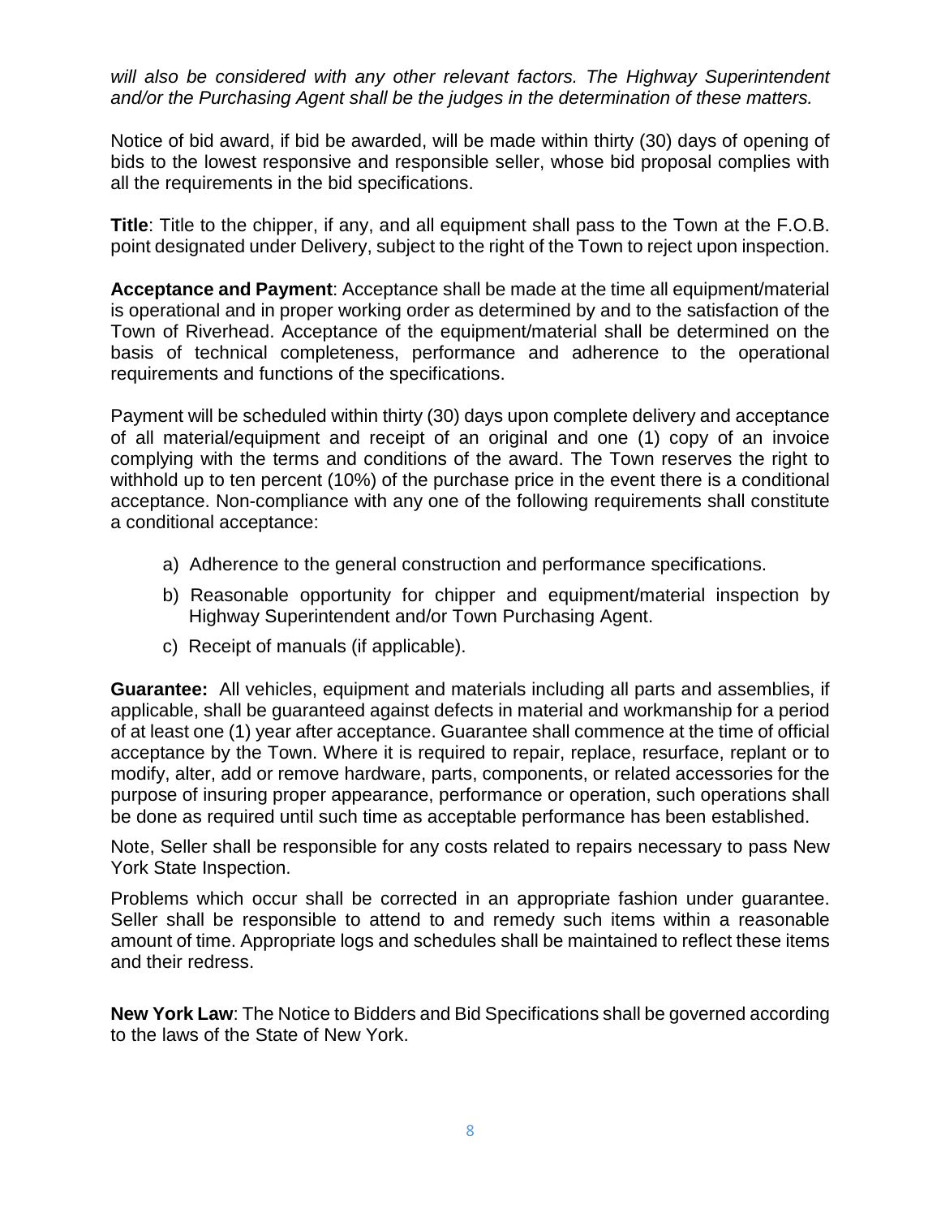*will also be considered with any other relevant factors. The Highway Superintendent and/or the Purchasing Agent shall be the judges in the determination of these matters.*

Notice of bid award, if bid be awarded, will be made within thirty (30) days of opening of bids to the lowest responsive and responsible seller, whose bid proposal complies with all the requirements in the bid specifications.

**Title**: Title to the chipper, if any, and all equipment shall pass to the Town at the F.O.B. point designated under Delivery, subject to the right of the Town to reject upon inspection.

**Acceptance and Payment**: Acceptance shall be made at the time all equipment/material is operational and in proper working order as determined by and to the satisfaction of the Town of Riverhead. Acceptance of the equipment/material shall be determined on the basis of technical completeness, performance and adherence to the operational requirements and functions of the specifications.

Payment will be scheduled within thirty (30) days upon complete delivery and acceptance of all material/equipment and receipt of an original and one (1) copy of an invoice complying with the terms and conditions of the award. The Town reserves the right to withhold up to ten percent (10%) of the purchase price in the event there is a conditional acceptance. Non-compliance with any one of the following requirements shall constitute a conditional acceptance:

a) Adherence to the general construction and performance specifications.

b) Reasonable opportunity for chipper and equipment/material inspection by Highway Superintendent and/or Town Purchasing Agent.

c) Receipt of manuals (if applicable).

**Guarantee:** All vehicles, equipment and materials including all parts and assemblies, if applicable, shall be guaranteed against defects in material and workmanship for a period of at least one (1) year after acceptance. Guarantee shall commence at the time of official acceptance by the Town. Where it is required to repair, replace, resurface, replant or to modify, alter, add or remove hardware, parts, components, or related accessories for the purpose of insuring proper appearance, performance or operation, such operations shall be done as required until such time as acceptable performance has been established.

Note, Seller shall be responsible for any costs related to repairs necessary to pass New York State Inspection.

Problems which occur shall be corrected in an appropriate fashion under guarantee. Seller shall be responsible to attend to and remedy such items within a reasonable amount of time. Appropriate logs and schedules shall be maintained to reflect these items and their redress.

**New York Law**: The Notice to Bidders and Bid Specifications shall be governed according to the laws of the State of New York.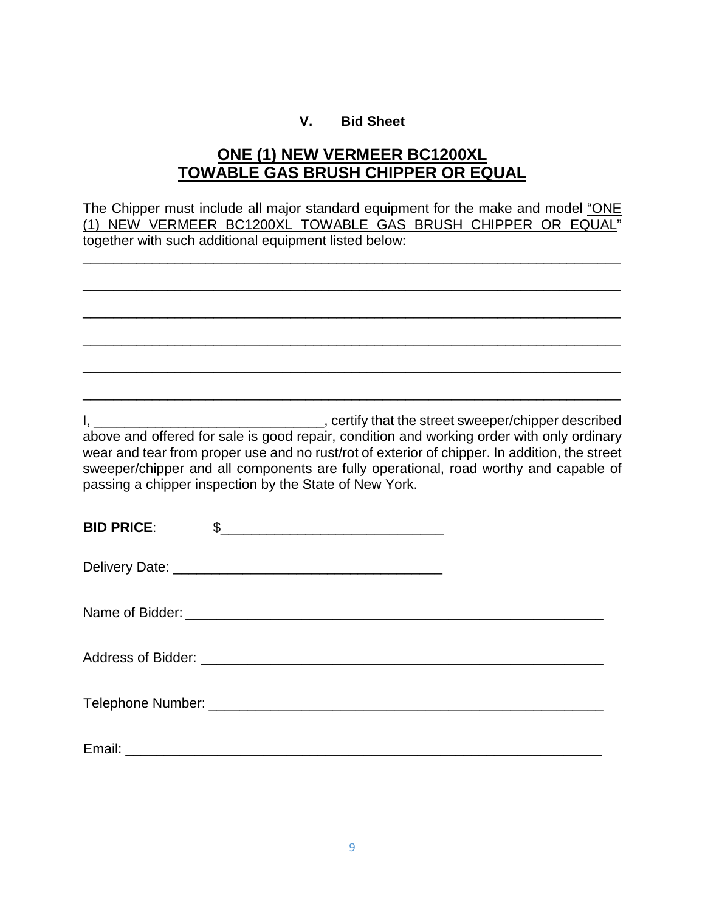## V. Bid Sheet

## ONE (1) NEW VERMEER BC1200XL TOWABLE GAS BRUSH CHIPPER OR EQUAL

The Chipper must include all major standard equipment for the make and model "ONE (1) NEW VERMEER BC1200XL TOWABLE GAS BRUSH CHIPPER OR EQUAL" together with such additional equipment listed below:

_______________________________________________________________________

_______________________________________________________________________

_______________________________________________________________________

_______________________________________________________________________

_______________________________________________________________________

_______________________________________________________________________

I, ______________________________, certify that the street sweeper/chipper described above and offered for sale is good repair, condition and working order with only ordinary wear and tear from proper use and no rust/rot of exterior of chipper. In addition, the street sweeper/chipper and all components are fully operational, road worthy and capable of passing a chipper inspection by the State of New York.

**BID PRICE**: $____________________________

Delivery Date: ___________________________________

Name of Bidder: ________________________________________________________

Address of Bidder: ______________________________________________________

Telephone Number: _____________________________________________________

Email: _______________________________________________________________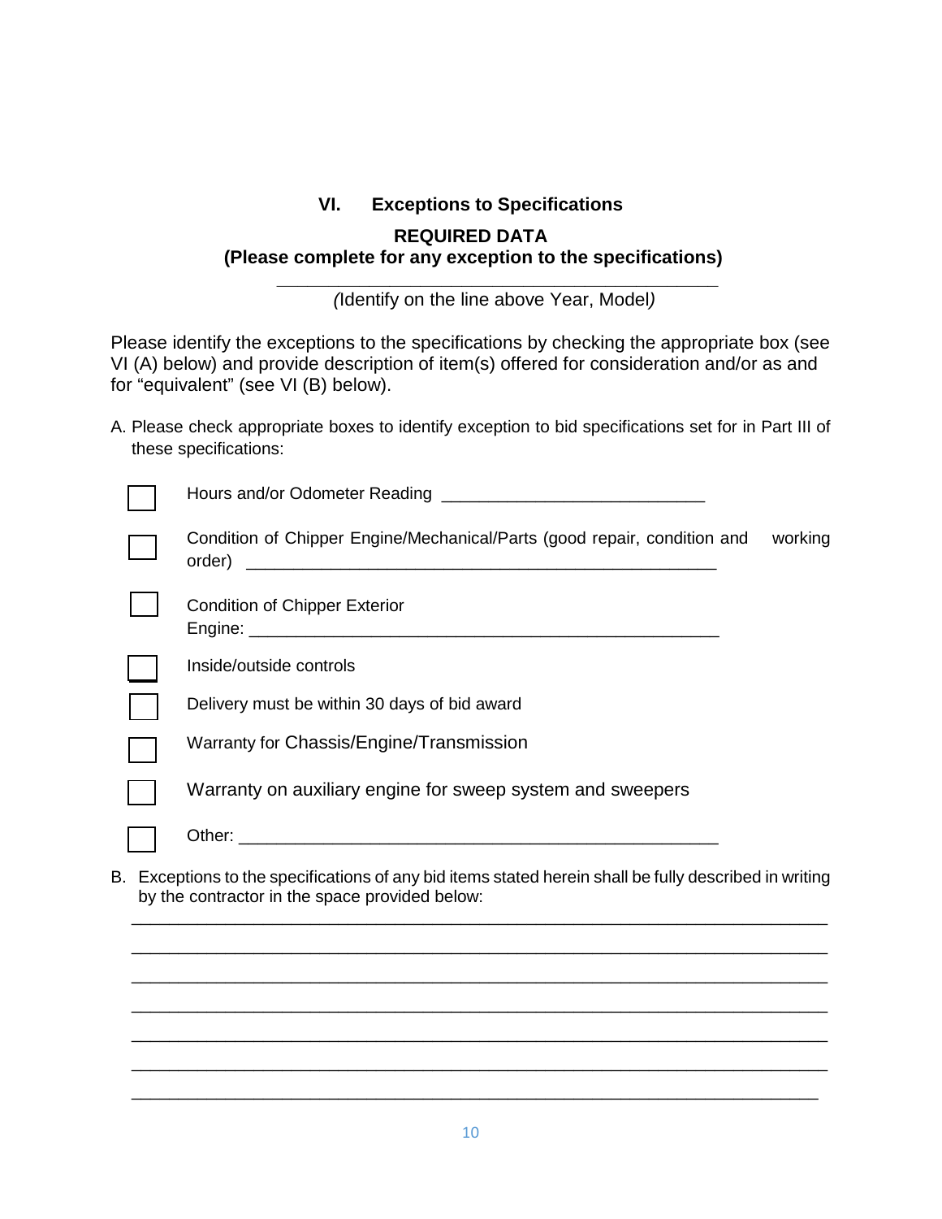## VI. Exceptions to Specifications

**REQUIRED DATA**
**(Please complete for any exception to the specifications)**

______________________________________________

*(Identify on the line above Year, Model)*

Please identify the exceptions to the specifications by checking the appropriate box (see VI (A) below) and provide description of item(s) offered for consideration and/or as and for "equivalent" (see VI (B) below).

A. Please check appropriate boxes to identify exception to bid specifications set for in Part III of these specifications:

- ☐ Hours and/or Odometer Reading ____________________________
- ☐ Condition of Chipper Engine/Mechanical/Parts (good repair, condition and working order) ____________________________________________________
- ☐ Condition of Chipper Exterior
  Engine: ____________________________________________________
- ☐ Inside/outside controls
- ☐ Delivery must be within 30 days of bid award
- ☐ Warranty for Chassis/Engine/Transmission
- ☐ Warranty on auxiliary engine for sweep system and sweepers
- ☐ Other: ____________________________________________________

B. Exceptions to the specifications of any bid items stated herein shall be fully described in writing by the contractor in the space provided below:

_____________________________________________________________________________

_____________________________________________________________________________

_____________________________________________________________________________

_____________________________________________________________________________

_____________________________________________________________________________

_____________________________________________________________________________

_____________________________________________________________________________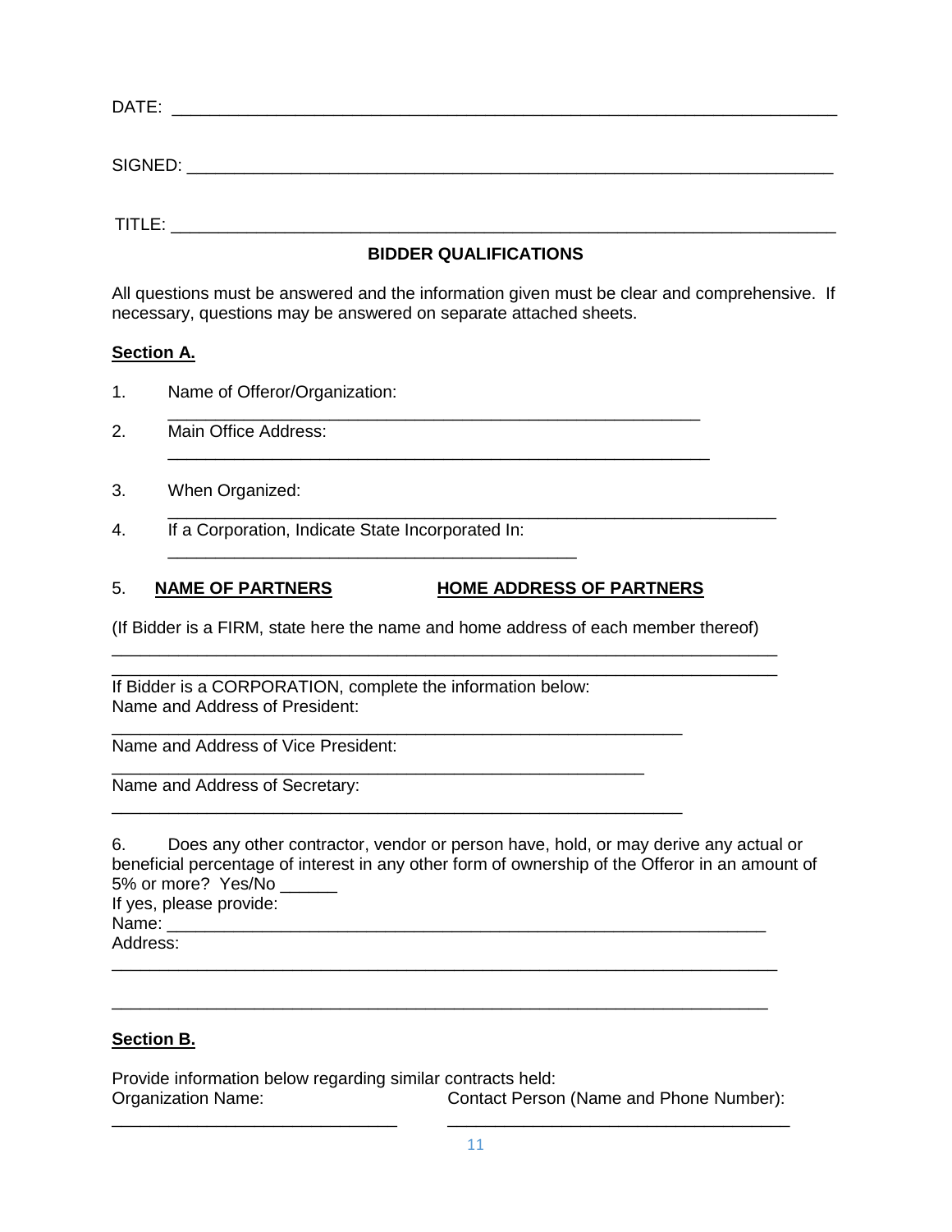DATE: ___________________________________________________________________

SIGNED: _________________________________________________________________

TITLE: __________________________________________________________________

**BIDDER QUALIFICATIONS**

All questions must be answered and the information given must be clear and comprehensive. If necessary, questions may be answered on separate attached sheets.

**Section A.**

1. Name of Offeror/Organization:
   ___________________________________________________________
2. Main Office Address:
   ___________________________________________________________
3. When Organized:
   ___________________________________________________________
4. If a Corporation, Indicate State Incorporated In:
   ___________________________________________

5. **NAME OF PARTNERS** **HOME ADDRESS OF PARTNERS**

(If Bidder is a FIRM, state here the name and home address of each member thereof)
_________________________________________________________________________
_________________________________________________________________________

If Bidder is a CORPORATION, complete the information below:
Name and Address of President:
_______________________________________________________________
Name and Address of Vice President:
___________________________________________________________
Name and Address of Secretary:
_______________________________________________________________

6. Does any other contractor, vendor or person have, hold, or may derive any actual or beneficial percentage of interest in any other form of ownership of the Offeror in an amount of 5% or more? Yes/No ______
If yes, please provide:
Name: _________________________________________________________________
Address:
_________________________________________________________________________

_________________________________________________________________________

**Section B.**

Provide information below regarding similar contracts held:

| Organization Name: | Contact Person (Name and Phone Number): |
|---|---|
| _______________________________ | _____________________________________ |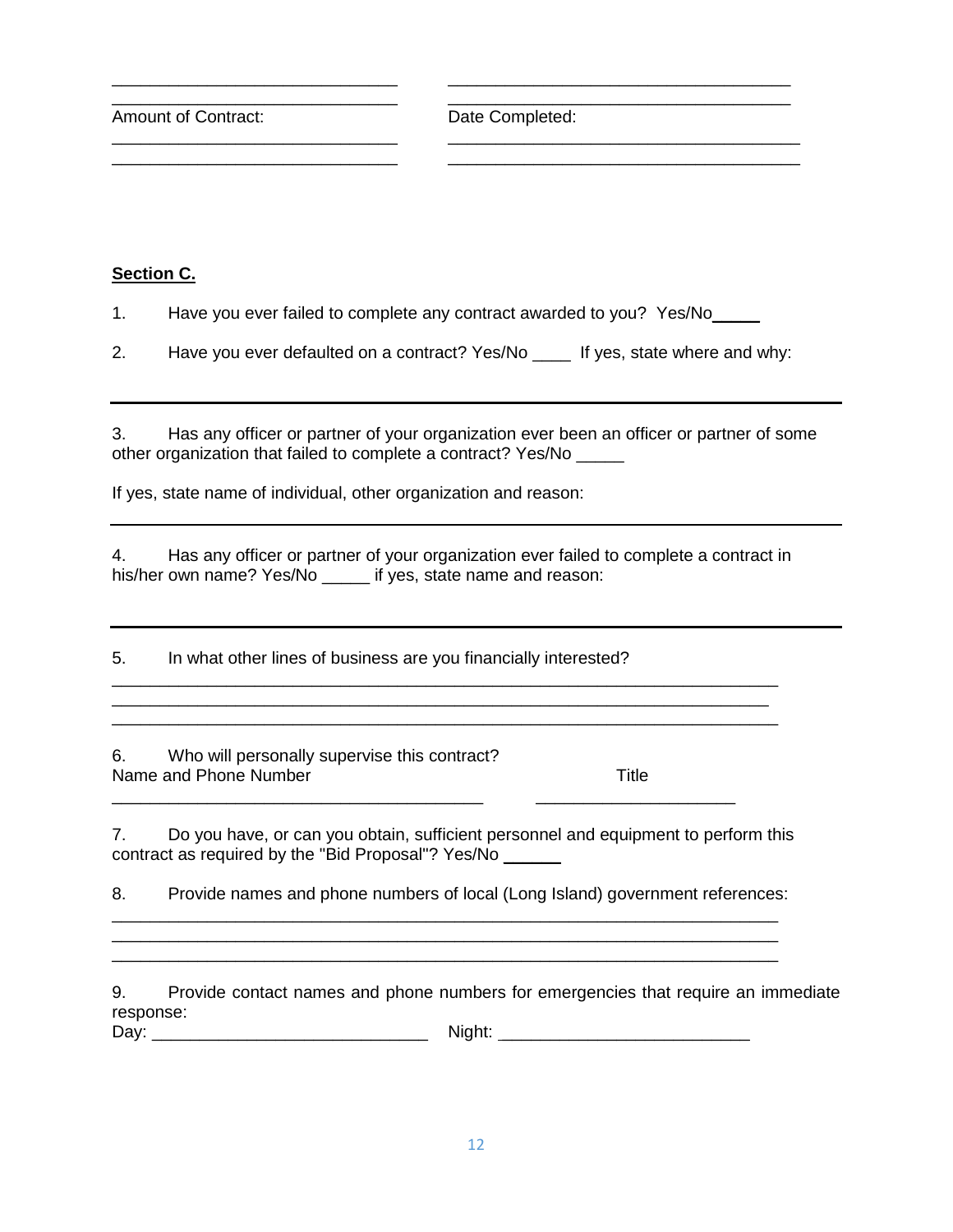______________________________ ____________________________________

______________________________ ____________________________________

Amount of Contract: Date Completed:

______________________________ _____________________________________

______________________________ _____________________________________

**Section C.**

1. Have you ever failed to complete any contract awarded to you? Yes/No_____

2. Have you ever defaulted on a contract? Yes/No ____ If yes, state where and why:

---

3. Has any officer or partner of your organization ever been an officer or partner of some other organization that failed to complete a contract? Yes/No _____

If yes, state name of individual, other organization and reason:

---

4. Has any officer or partner of your organization ever failed to complete a contract in his/her own name? Yes/No _____ if yes, state name and reason:

---

5. In what other lines of business are you financially interested?

______________________________________________________________________

______________________________________________________________________

______________________________________________________________________

6. Who will personally supervise this contract?

Name and Phone Number Title

_______________________________________ _____________________

7. Do you have, or can you obtain, sufficient personnel and equipment to perform this contract as required by the "Bid Proposal"? Yes/No ______

8. Provide names and phone numbers of local (Long Island) government references:

______________________________________________________________________

______________________________________________________________________

______________________________________________________________________

9. Provide contact names and phone numbers for emergencies that require an immediate response:

Day: _____________________________ Night: __________________________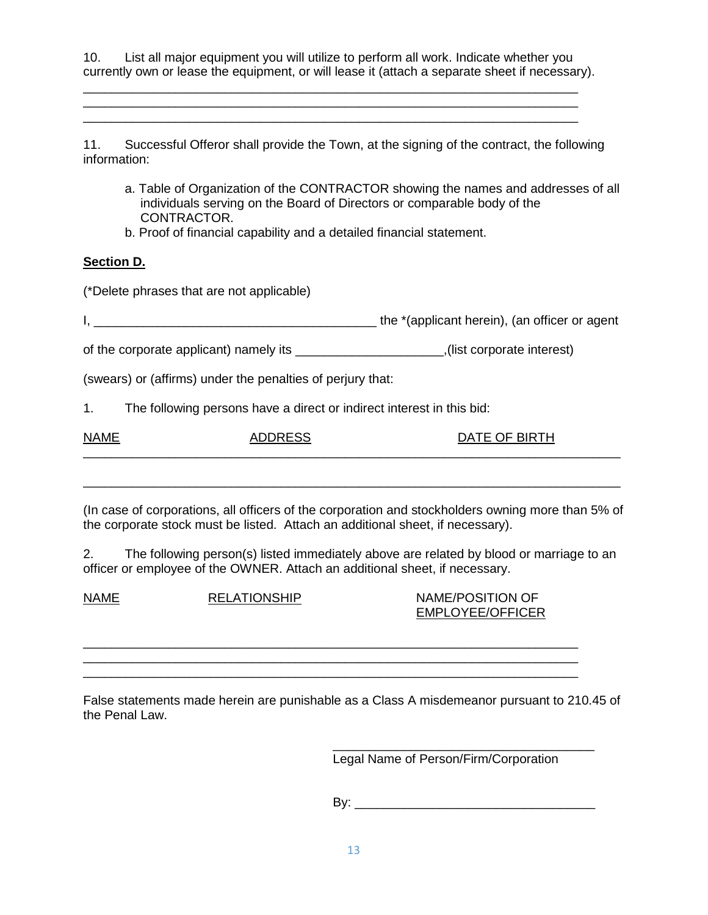10. List all major equipment you will utilize to perform all work. Indicate whether you currently own or lease the equipment, or will lease it (attach a separate sheet if necessary).

\_\_\_\_\_\_\_\_\_\_\_\_\_\_\_\_\_\_\_\_\_\_\_\_\_\_\_\_\_\_\_\_\_\_\_\_\_\_\_\_\_\_\_\_\_\_\_\_\_\_\_\_\_\_\_\_\_\_\_\_\_\_\_\_\_\_\_\_\_\_
\_\_\_\_\_\_\_\_\_\_\_\_\_\_\_\_\_\_\_\_\_\_\_\_\_\_\_\_\_\_\_\_\_\_\_\_\_\_\_\_\_\_\_\_\_\_\_\_\_\_\_\_\_\_\_\_\_\_\_\_\_\_\_\_\_\_\_\_\_\_
\_\_\_\_\_\_\_\_\_\_\_\_\_\_\_\_\_\_\_\_\_\_\_\_\_\_\_\_\_\_\_\_\_\_\_\_\_\_\_\_\_\_\_\_\_\_\_\_\_\_\_\_\_\_\_\_\_\_\_\_\_\_\_\_\_\_\_\_\_\_

11. Successful Offeror shall provide the Town, at the signing of the contract, the following information:

a. Table of Organization of the CONTRACTOR showing the names and addresses of all individuals serving on the Board of Directors or comparable body of the CONTRACTOR.
b. Proof of financial capability and a detailed financial statement.

**Section D.**

(*Delete phrases that are not applicable)

I, \_\_\_\_\_\_\_\_\_\_\_\_\_\_\_\_\_\_\_\_\_\_\_\_\_\_\_\_\_\_\_\_\_\_\_\_\_\_\_\_ the *(applicant herein), (an officer or agent

of the corporate applicant) namely its \_\_\_\_\_\_\_\_\_\_\_\_\_\_\_\_\_\_\_\_\_,(list corporate interest)

(swears) or (affirms) under the penalties of perjury that:

1. The following persons have a direct or indirect interest in this bid:

| NAME | ADDRESS | DATE OF BIRTH |
|---|---|---|
| | | |
| | | |

(In case of corporations, all officers of the corporation and stockholders owning more than 5% of the corporate stock must be listed. Attach an additional sheet, if necessary).

2. The following person(s) listed immediately above are related by blood or marriage to an officer or employee of the OWNER. Attach an additional sheet, if necessary.

| NAME | RELATIONSHIP | NAME/POSITION OF EMPLOYEE/OFFICER |
|---|---|---|
| | | |
| | | |
| | | |

False statements made herein are punishable as a Class A misdemeanor pursuant to 210.45 of the Penal Law.

\_\_\_\_\_\_\_\_\_\_\_\_\_\_\_\_\_\_\_\_\_\_\_\_\_\_\_\_\_\_\_\_\_\_\_\_\_
Legal Name of Person/Firm/Corporation

By: \_\_\_\_\_\_\_\_\_\_\_\_\_\_\_\_\_\_\_\_\_\_\_\_\_\_\_\_\_\_\_\_\_\_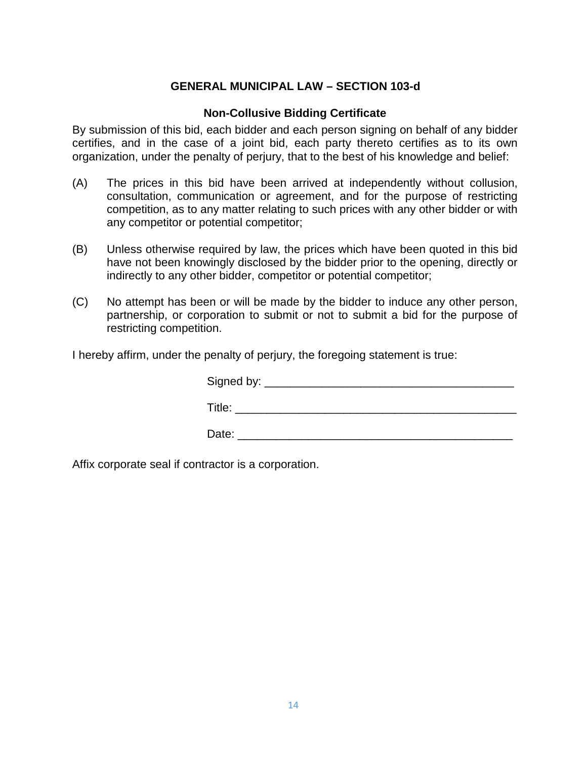## GENERAL MUNICIPAL LAW – SECTION 103-d

### Non-Collusive Bidding Certificate

By submission of this bid, each bidder and each person signing on behalf of any bidder certifies, and in the case of a joint bid, each party thereto certifies as to its own organization, under the penalty of perjury, that to the best of his knowledge and belief:

(A) The prices in this bid have been arrived at independently without collusion, consultation, communication or agreement, and for the purpose of restricting competition, as to any matter relating to such prices with any other bidder or with any competitor or potential competitor;

(B) Unless otherwise required by law, the prices which have been quoted in this bid have not been knowingly disclosed by the bidder prior to the opening, directly or indirectly to any other bidder, competitor or potential competitor;

(C) No attempt has been or will be made by the bidder to induce any other person, partnership, or corporation to submit or not to submit a bid for the purpose of restricting competition.

I hereby affirm, under the penalty of perjury, the foregoing statement is true:

Signed by: ________________________________________

Title: ____________________________________________

Date: ____________________________________________

Affix corporate seal if contractor is a corporation.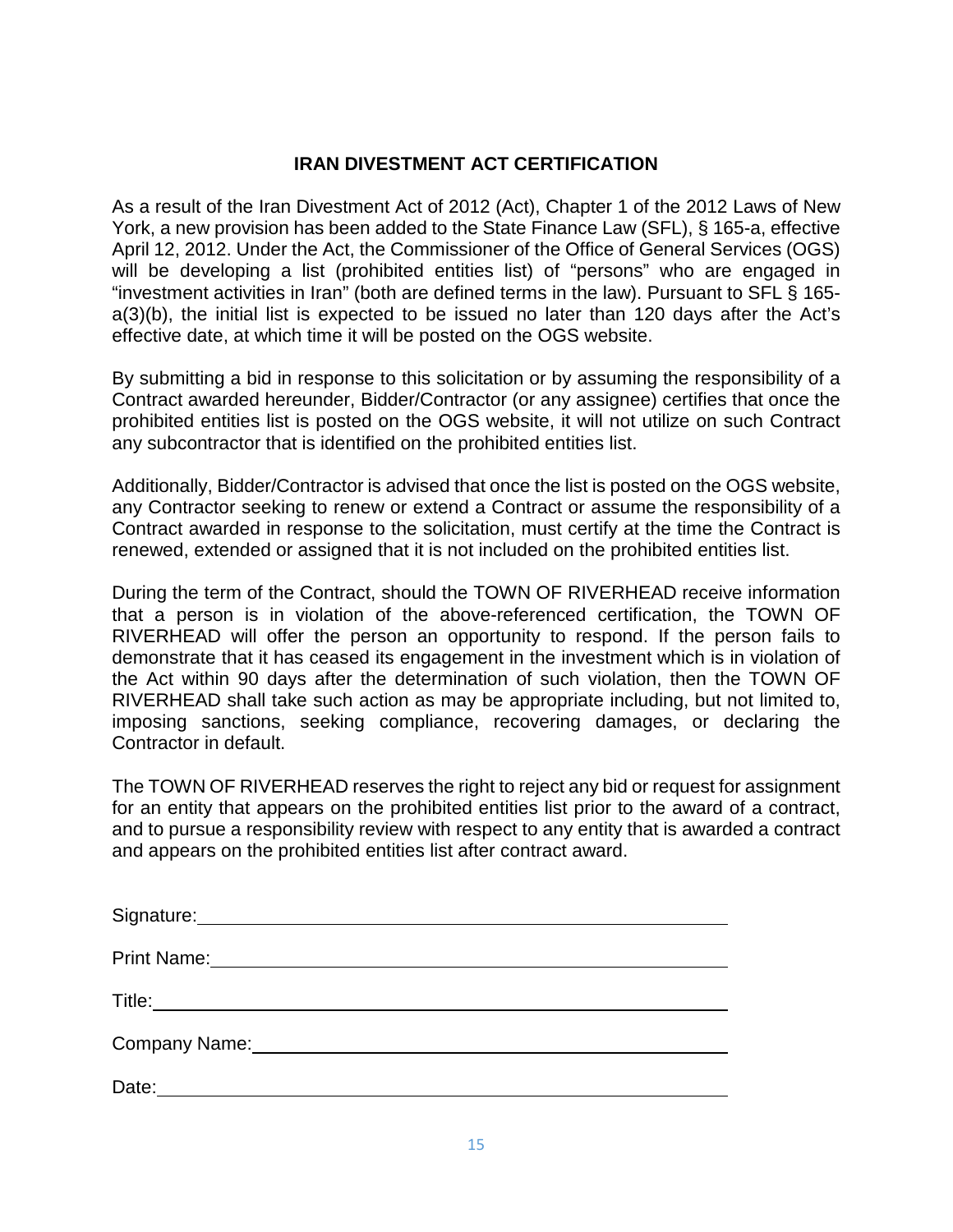## IRAN DIVESTMENT ACT CERTIFICATION

As a result of the Iran Divestment Act of 2012 (Act), Chapter 1 of the 2012 Laws of New York, a new provision has been added to the State Finance Law (SFL), § 165-a, effective April 12, 2012. Under the Act, the Commissioner of the Office of General Services (OGS) will be developing a list (prohibited entities list) of "persons" who are engaged in "investment activities in Iran" (both are defined terms in the law). Pursuant to SFL § 165-a(3)(b), the initial list is expected to be issued no later than 120 days after the Act's effective date, at which time it will be posted on the OGS website.

By submitting a bid in response to this solicitation or by assuming the responsibility of a Contract awarded hereunder, Bidder/Contractor (or any assignee) certifies that once the prohibited entities list is posted on the OGS website, it will not utilize on such Contract any subcontractor that is identified on the prohibited entities list.

Additionally, Bidder/Contractor is advised that once the list is posted on the OGS website, any Contractor seeking to renew or extend a Contract or assume the responsibility of a Contract awarded in response to the solicitation, must certify at the time the Contract is renewed, extended or assigned that it is not included on the prohibited entities list.

During the term of the Contract, should the TOWN OF RIVERHEAD receive information that a person is in violation of the above-referenced certification, the TOWN OF RIVERHEAD will offer the person an opportunity to respond. If the person fails to demonstrate that it has ceased its engagement in the investment which is in violation of the Act within 90 days after the determination of such violation, then the TOWN OF RIVERHEAD shall take such action as may be appropriate including, but not limited to, imposing sanctions, seeking compliance, recovering damages, or declaring the Contractor in default.

The TOWN OF RIVERHEAD reserves the right to reject any bid or request for assignment for an entity that appears on the prohibited entities list prior to the award of a contract, and to pursue a responsibility review with respect to any entity that is awarded a contract and appears on the prohibited entities list after contract award.

Signature: ______________________________________________

Print Name: ______________________________________________

Title: ______________________________________________

Company Name: ______________________________________________

Date: ______________________________________________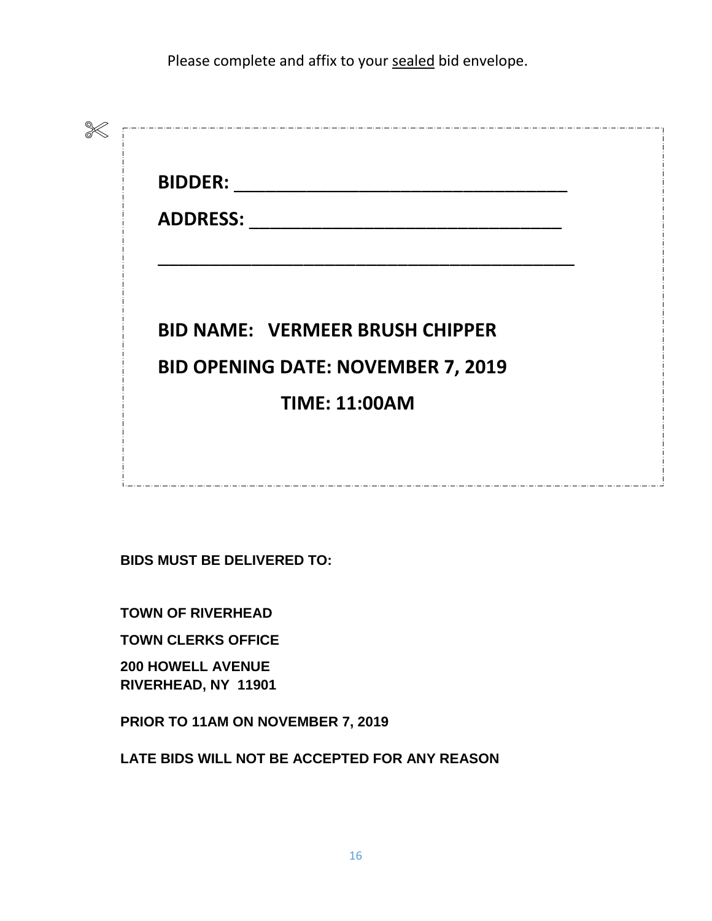Please complete and affix to your sealed bid envelope.

✂

**BIDDER:** ___________________________________

**ADDRESS:** ________________________________

____________________________________________

**BID NAME: VERMEER BRUSH CHIPPER**

**BID OPENING DATE: NOVEMBER 7, 2019**

**TIME: 11:00AM**

**BIDS MUST BE DELIVERED TO:**

**TOWN OF RIVERHEAD**

**TOWN CLERKS OFFICE**

**200 HOWELL AVENUE**
**RIVERHEAD, NY 11901**

**PRIOR TO 11AM ON NOVEMBER 7, 2019**

**LATE BIDS WILL NOT BE ACCEPTED FOR ANY REASON**